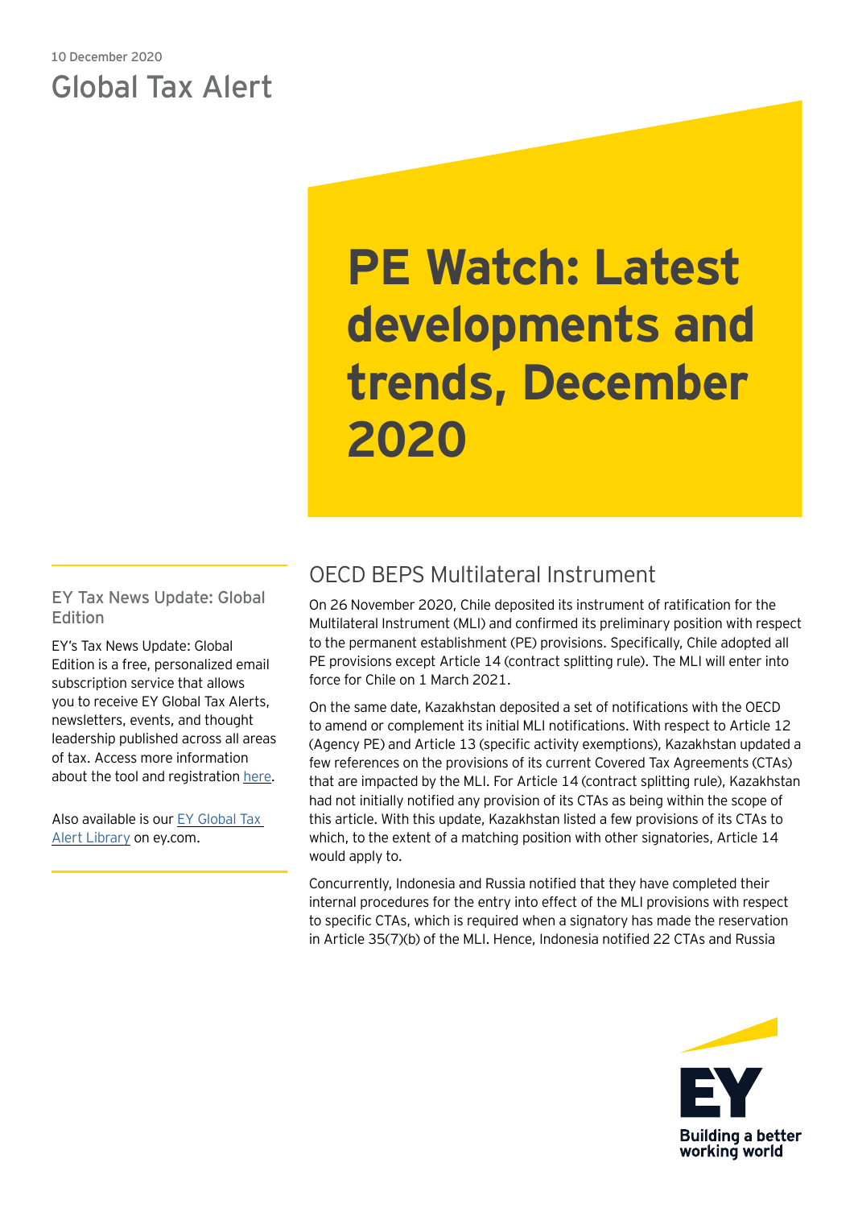10 December 2020

Global Tax Alert

# PE Watch: Latest developments and trends, December 2020

## OECD BEPS Multilateral Instrument

On 26 November 2020, Chile deposited its instrument of ratification for the Multilateral Instrument (MLI) and confirmed its preliminary position with respect to the permanent establishment (PE) provisions. Specifically, Chile adopted all PE provisions except Article 14 (contract splitting rule). The MLI will enter into force for Chile on 1 March 2021.

On the same date, Kazakhstan deposited a set of notifications with the OECD to amend or complement its initial MLI notifications. With respect to Article 12 (Agency PE) and Article 13 (specific activity exemptions), Kazakhstan updated a few references on the provisions of its current Covered Tax Agreements (CTAs) that are impacted by the MLI. For Article 14 (contract splitting rule), Kazakhstan had not initially notified any provision of its CTAs as being within the scope of this article. With this update, Kazakhstan listed a few provisions of its CTAs to which, to the extent of a matching position with other signatories, Article 14 would apply to.

Concurrently, Indonesia and Russia notified that they have completed their internal procedures for the entry into effect of the MLI provisions with respect to specific CTAs, which is required when a signatory has made the reservation in Article 35(7)(b) of the MLI. Hence, Indonesia notified 22 CTAs and Russia

### EY Tax News Update: Global Edition

EY's Tax News Update: Global Edition is a free, personalized email subscription service that allows you to receive EY Global Tax Alerts, newsletters, events, and thought leadership published across all areas of tax. Access more information about the tool and registration here.

Also available is our EY Global Tax Alert Library on ey.com.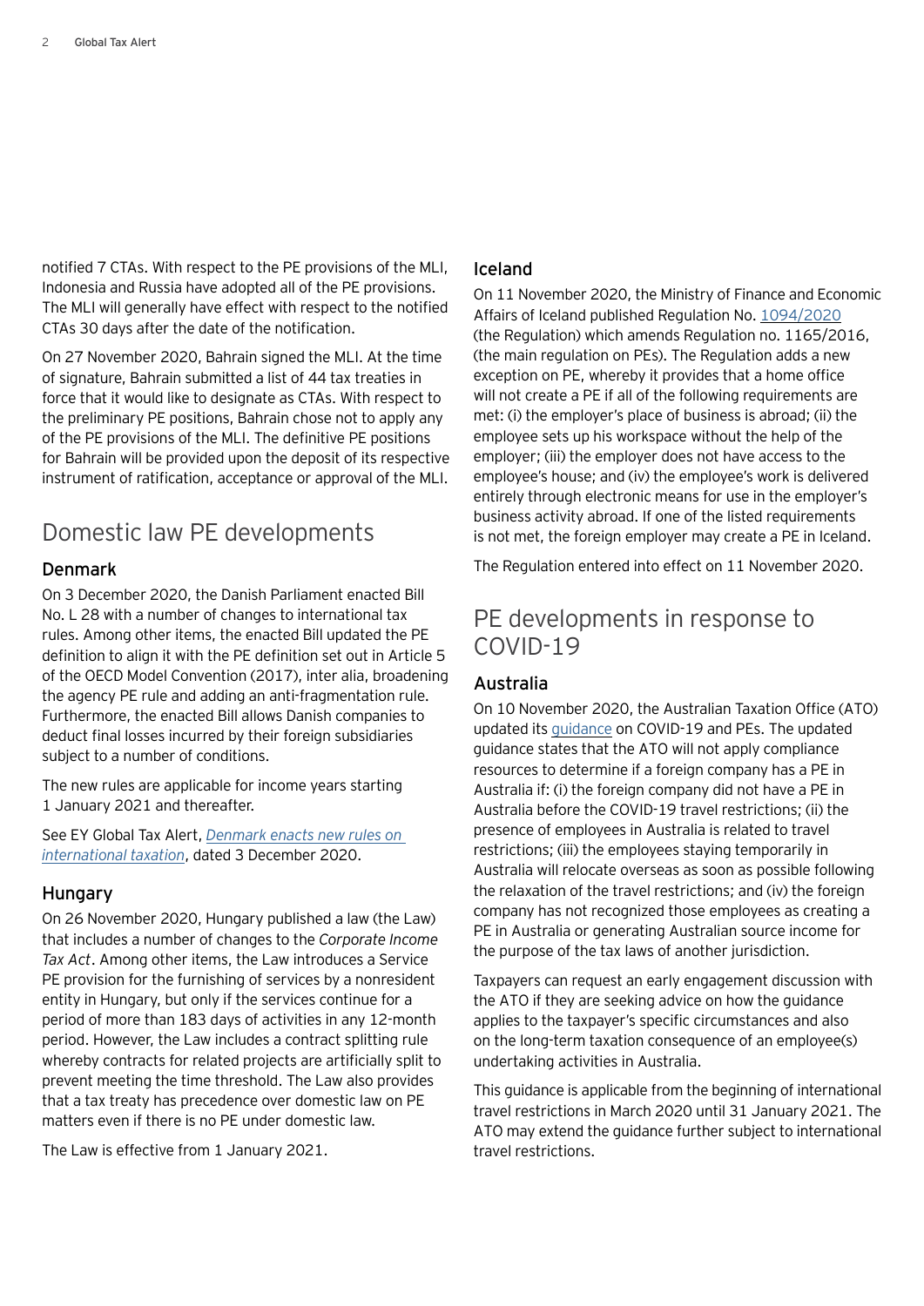notified 7 CTAs. With respect to the PE provisions of the MLI, Indonesia and Russia have adopted all of the PE provisions. The MLI will generally have effect with respect to the notified CTAs 30 days after the date of the notification.

On 27 November 2020, Bahrain signed the MLI. At the time of signature, Bahrain submitted a list of 44 tax treaties in force that it would like to designate as CTAs. With respect to the preliminary PE positions, Bahrain chose not to apply any of the PE provisions of the MLI. The definitive PE positions for Bahrain will be provided upon the deposit of its respective instrument of ratification, acceptance or approval of the MLI.

## Domestic law PE developments

### Denmark

On 3 December 2020, the Danish Parliament enacted Bill No. L 28 with a number of changes to international tax rules. Among other items, the enacted Bill updated the PE definition to align it with the PE definition set out in Article 5 of the OECD Model Convention (2017), inter alia, broadening the agency PE rule and adding an anti-fragmentation rule. Furthermore, the enacted Bill allows Danish companies to deduct final losses incurred by their foreign subsidiaries subject to a number of conditions.

The new rules are applicable for income years starting 1 January 2021 and thereafter.

See EY Global Tax Alert, *Denmark enacts new rules on international taxation*, dated 3 December 2020.

### Hungary

On 26 November 2020, Hungary published a law (the Law) that includes a number of changes to the *Corporate Income Tax Act*. Among other items, the Law introduces a Service PE provision for the furnishing of services by a nonresident entity in Hungary, but only if the services continue for a period of more than 183 days of activities in any 12-month period. However, the Law includes a contract splitting rule whereby contracts for related projects are artificially split to prevent meeting the time threshold. The Law also provides that a tax treaty has precedence over domestic law on PE matters even if there is no PE under domestic law.

The Law is effective from 1 January 2021.

### Iceland

On 11 November 2020, the Ministry of Finance and Economic Affairs of Iceland published Regulation No. 1094/2020 (the Regulation) which amends Regulation no. 1165/2016, (the main regulation on PEs). The Regulation adds a new exception on PE, whereby it provides that a home office will not create a PE if all of the following requirements are met: (i) the employer's place of business is abroad; (ii) the employee sets up his workspace without the help of the employer; (iii) the employer does not have access to the employee's house; and (iv) the employee's work is delivered entirely through electronic means for use in the employer's business activity abroad. If one of the listed requirements is not met, the foreign employer may create a PE in Iceland.

The Regulation entered into effect on 11 November 2020.

## PE developments in response to COVID-19

### Australia

On 10 November 2020, the Australian Taxation Office (ATO) updated its guidance on COVID-19 and PEs. The updated guidance states that the ATO will not apply compliance resources to determine if a foreign company has a PE in Australia if: (i) the foreign company did not have a PE in Australia before the COVID-19 travel restrictions; (ii) the presence of employees in Australia is related to travel restrictions; (iii) the employees staying temporarily in Australia will relocate overseas as soon as possible following the relaxation of the travel restrictions; and (iv) the foreign company has not recognized those employees as creating a PE in Australia or generating Australian source income for the purpose of the tax laws of another jurisdiction.

Taxpayers can request an early engagement discussion with the ATO if they are seeking advice on how the guidance applies to the taxpayer's specific circumstances and also on the long-term taxation consequence of an employee(s) undertaking activities in Australia.

This guidance is applicable from the beginning of international travel restrictions in March 2020 until 31 January 2021. The ATO may extend the guidance further subject to international travel restrictions.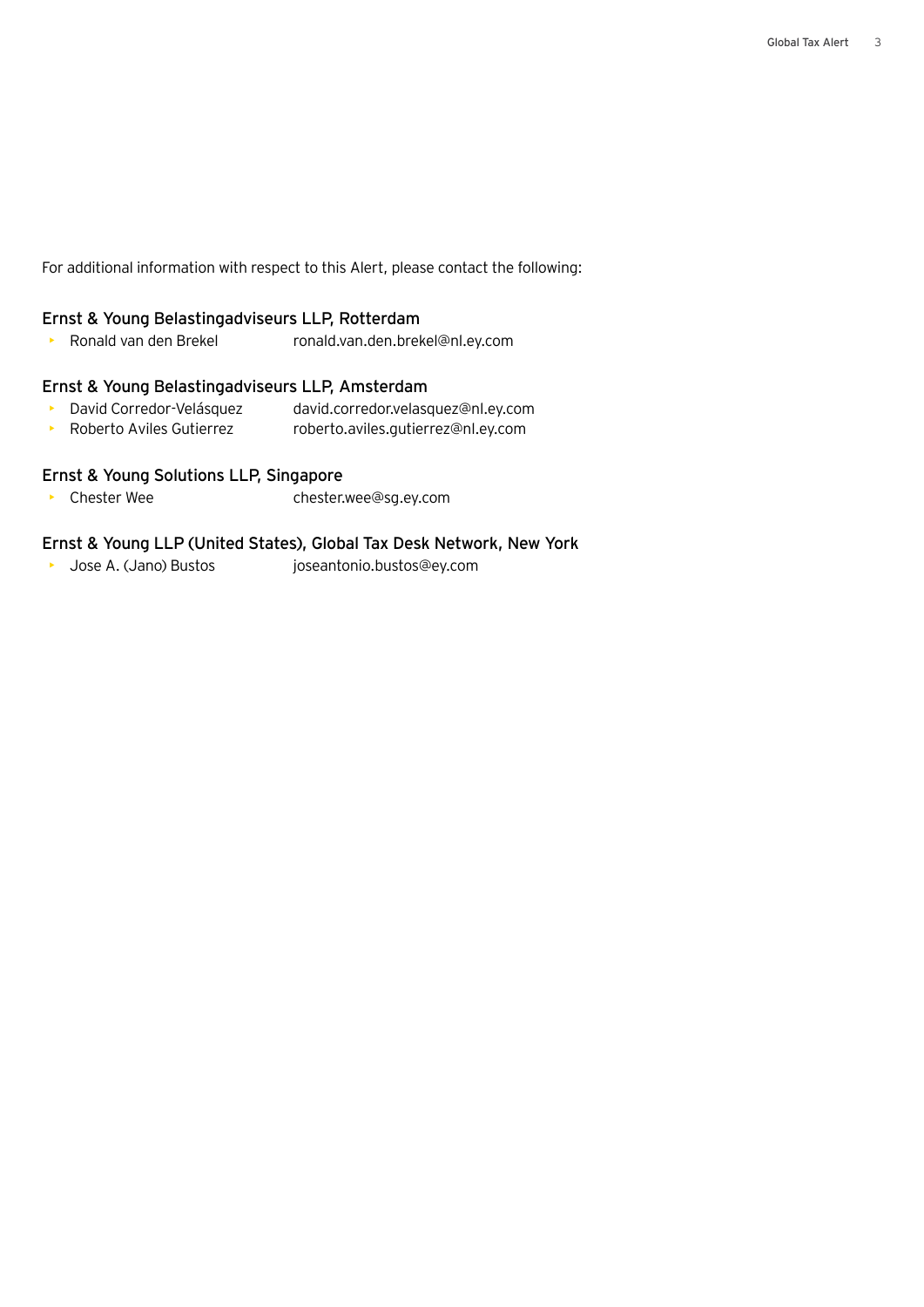For additional information with respect to this Alert, please contact the following:

### Ernst & Young Belastingadviseurs LLP, Rotterdam

- Ronald van den Brekel ronald.van.den.brekel@nl.ey.com

### Ernst & Young Belastingadviseurs LLP, Amsterdam

- David Corredor-Velásquez david.corredor.velasquez@nl.ey.com
- Roberto Aviles Gutierrez roberto.aviles.gutierrez@nl.ey.com

### Ernst & Young Solutions LLP, Singapore

- Chester Wee chester.wee@sg.ey.com

### Ernst & Young LLP (United States), Global Tax Desk Network, New York

- Jose A. (Jano) Bustos joseantonio.bustos@ey.com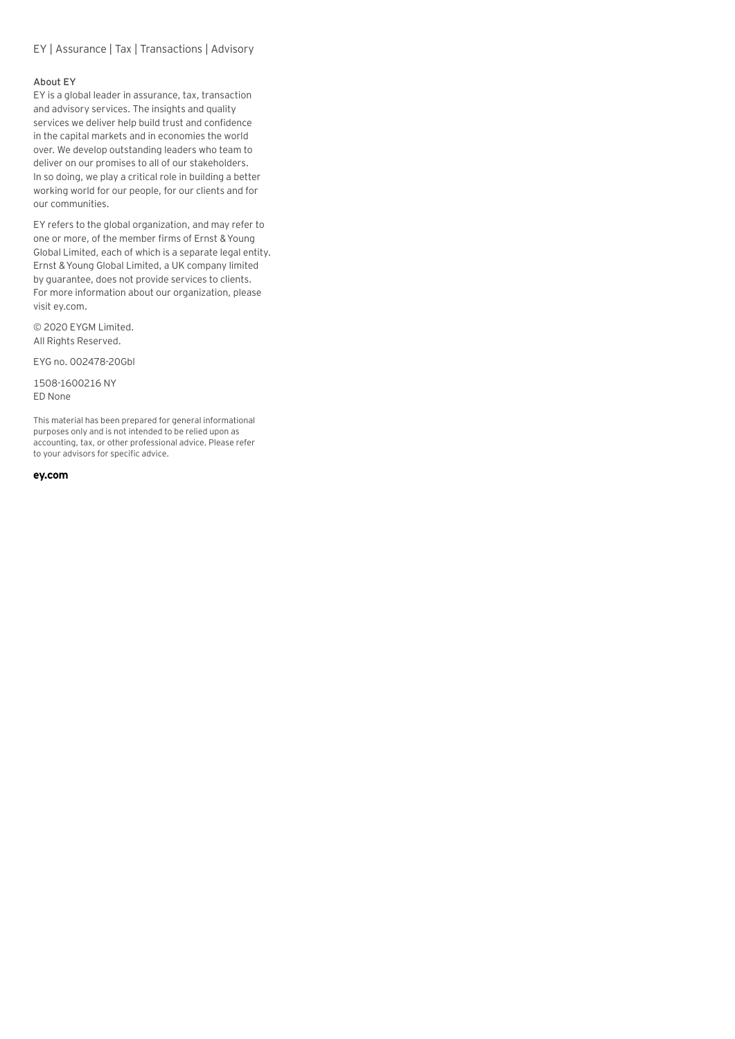EY | Assurance | Tax | Transactions | Advisory

## About EY

EY is a global leader in assurance, tax, transaction and advisory services. The insights and quality services we deliver help build trust and confidence in the capital markets and in economies the world over. We develop outstanding leaders who team to deliver on our promises to all of our stakeholders. In so doing, we play a critical role in building a better working world for our people, for our clients and for our communities.

EY refers to the global organization, and may refer to one or more, of the member firms of Ernst & Young Global Limited, each of which is a separate legal entity. Ernst & Young Global Limited, a UK company limited by guarantee, does not provide services to clients. For more information about our organization, please visit ey.com.

© 2020 EYGM Limited.
All Rights Reserved.

EYG no. 002478-20Gbl

1508-1600216 NY
ED None

This material has been prepared for general informational purposes only and is not intended to be relied upon as accounting, tax, or other professional advice. Please refer to your advisors for specific advice.

**ey.com**